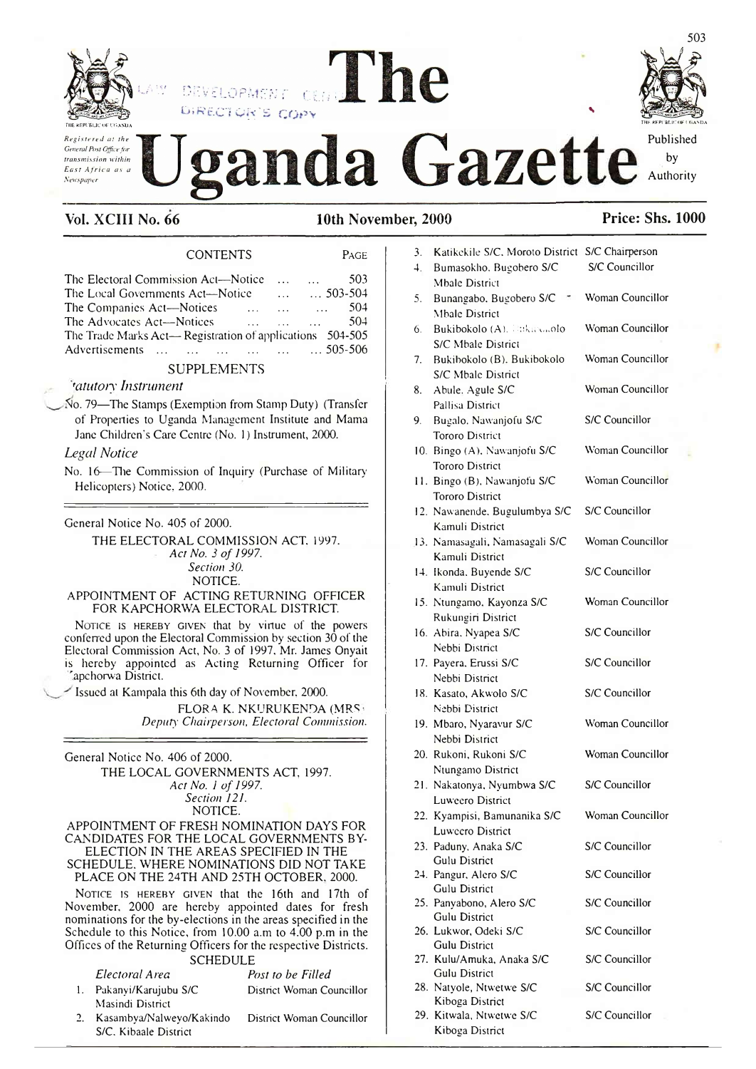# The Uganda Gazette

*Registered at the General Post Office for transmission within East Africa as a Newspaper*

Published by Authority

**Vol. XCIII No. 66** **10th November, 2000** **Price: Shs. 1000**

## CONTENTS

| | PAGE |
|---|---|
| The Electoral Commission Act—Notice ... ... ... | 503 |
| The Local Governments Act—Notice ... ... | 503-504 |
| The Companies Act—Notices ... ... ... | 504 |
| The Advocates Act—Notices ... ... ... | 504 |
| The Trade Marks Act—Registration of applications | 504-505 |
| Advertisements ... ... ... ... ... ... | 505-506 |

### SUPPLEMENTS

*Statutory Instrument*

No. 79—The Stamps (Exemption from Stamp Duty) (Transfer of Properties to Uganda Management Institute and Mama Jane Children's Care Centre (No. 1) Instrument, 2000.

*Legal Notice*

No. 16—The Commission of Inquiry (Purchase of Military Helicopters) Notice, 2000.

---

General Notice No. 405 of 2000.

THE ELECTORAL COMMISSION ACT, 1997.
*Act No. 3 of 1997.*
*Section 30.*
NOTICE.

APPOINTMENT OF ACTING RETURNING OFFICER FOR KAPCHORWA ELECTORAL DISTRICT.

NOTICE IS HEREBY GIVEN that by virtue of the powers conferred upon the Electoral Commission by section 30 of the Electoral Commission Act, No. 3 of 1997, Mr. James Onyait is hereby appointed as Acting Returning Officer for Kapchorwa District.

Issued at Kampala this 6th day of November, 2000.

FLORA K. NKURUKENDA (MRS),
*Deputy Chairperson, Electoral Commission.*

---

General Notice No. 406 of 2000.

THE LOCAL GOVERNMENTS ACT, 1997.
*Act No. 1 of 1997.*
*Section 121.*
NOTICE.

APPOINTMENT OF FRESH NOMINATION DAYS FOR CANDIDATES FOR THE LOCAL GOVERNMENTS BY-ELECTION IN THE AREAS SPECIFIED IN THE SCHEDULE, WHERE NOMINATIONS DID NOT TAKE PLACE ON THE 24TH AND 25TH OCTOBER, 2000.

NOTICE IS HEREBY GIVEN that the 16th and 17th of November, 2000 are hereby appointed dates for fresh nominations for the by-elections in the areas specified in the Schedule to this Notice, from 10.00 a.m to 4.00 p.m in the Offices of the Returning Officers for the respective Districts.

SCHEDULE

| | *Electoral Area* | *Post to be Filled* |
|---|---|---|
| 1. | Pakanyi/Karujubu S/C Masindi District | District Woman Councillor |
| 2. | Kasambya/Nalweyo/Kakindo S/C, Kibaale District | District Woman Councillor |
| 3. | Katikekile S/C, Moroto District | S/C Chairperson |
| 4. | Bumasokho, Bugobero S/C Mbale District | S/C Councillor |
| 5. | Bunangabo, Bugobero S/C Mbale District | Woman Councillor |
| 6. | Bukibokolo (A), Bukibokolo S/C Mbale District | Woman Councillor |
| 7. | Bukibokolo (B), Bukibokolo S/C Mbale District | Woman Councillor |
| 8. | Abule, Agule S/C Pallisa District | Woman Councillor |
| 9. | Bugalo, Nawanjofu S/C Tororo District | S/C Councillor |
| 10. | Bingo (A), Nawanjofu S/C Tororo District | Woman Councillor |
| 11. | Bingo (B), Nawanjofu S/C Tororo District | Woman Councillor |
| 12. | Nawanende, Bugulumbya S/C Kamuli District | S/C Councillor |
| 13. | Namasagali, Namasagali S/C Kamuli District | Woman Councillor |
| 14. | Ikonda, Buyende S/C Kamuli District | S/C Councillor |
| 15. | Ntungamo, Kayonza S/C Rukungiri District | Woman Councillor |
| 16. | Abira, Nyapea S/C Nebbi District | S/C Councillor |
| 17. | Payera, Erussi S/C Nebbi District | S/C Councillor |
| 18. | Kasato, Akwolo S/C Nebbi District | S/C Councillor |
| 19. | Mbaro, Nyaravur S/C Nebbi District | Woman Councillor |
| 20. | Rukoni, Rukoni S/C Ntungamo District | Woman Councillor |
| 21. | Nakatonya, Nyumbwa S/C Luweero District | S/C Councillor |
| 22. | Kyampisi, Bamunanika S/C Luweero District | Woman Councillor |
| 23. | Paduny, Anaka S/C Gulu District | S/C Councillor |
| 24. | Pangur, Alero S/C Gulu District | S/C Councillor |
| 25. | Panyabono, Alero S/C Gulu District | S/C Councillor |
| 26. | Lukwor, Odeki S/C Gulu District | S/C Councillor |
| 27. | Kulu/Amuka, Anaka S/C Gulu District | S/C Councillor |
| 28. | Natyole, Ntwetwe S/C Kiboga District | S/C Councillor |
| 29. | Kitwala, Ntwetwe S/C Kiboga District | S/C Councillor |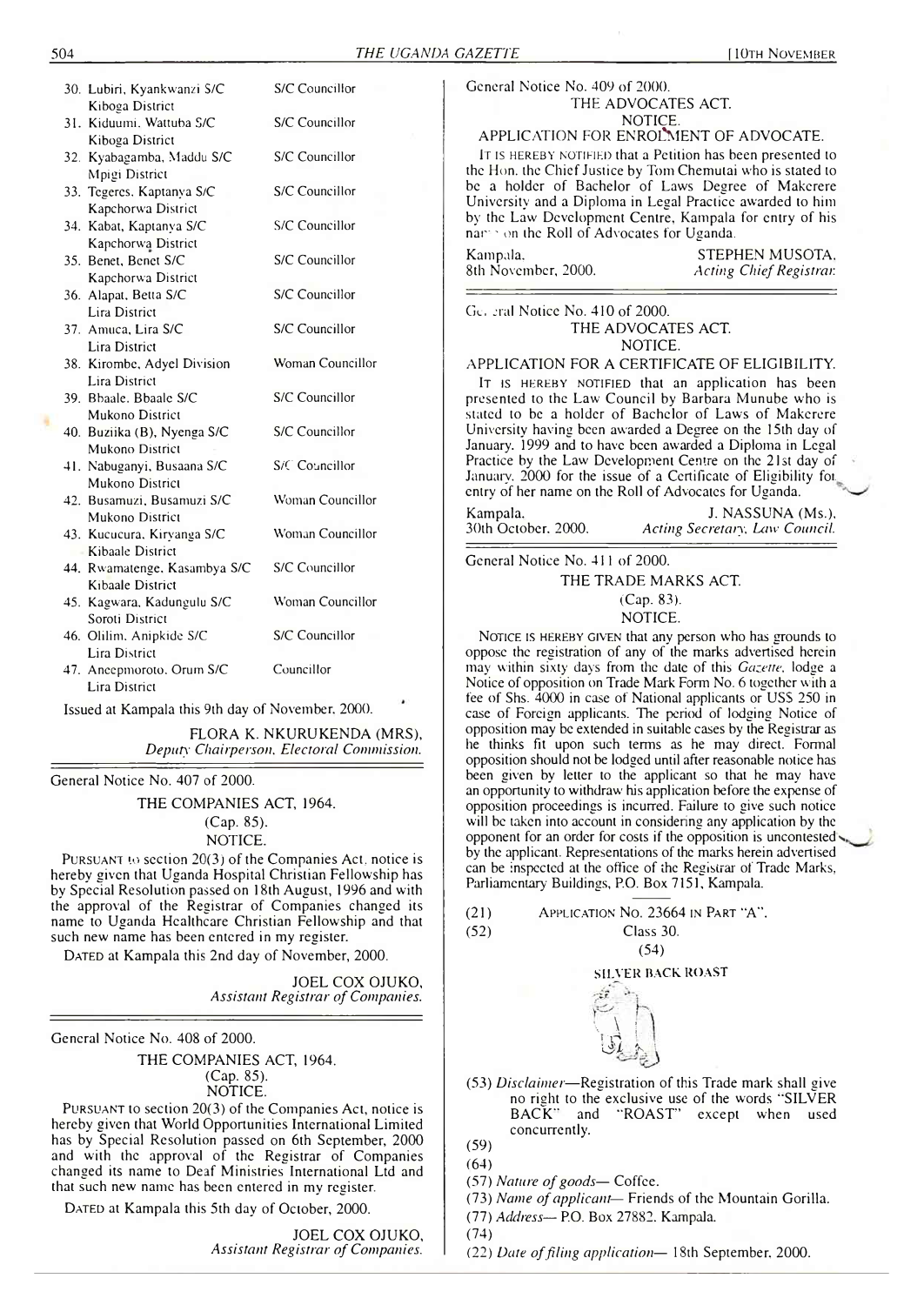| | |
|---|---|
| 30. Lubiri, Kyankwanzi S/C Kiboga District | S/C Councillor |
| 31. Kiduumi, Wattuba S/C Kiboga District | S/C Councillor |
| 32. Kyabagamba, Maddu S/C Mpigi District | S/C Councillor |
| 33. Tegeres, Kaptanya S/C Kapchorwa District | S/C Councillor |
| 34. Kabat, Kaptanya S/C Kapchorwa District | S/C Councillor |
| 35. Benet, Benet S/C Kapchorwa District | S/C Councillor |
| 36. Alapat, Betta S/C Lira District | S/C Councillor |
| 37. Amuca, Lira S/C Lira District | S/C Councillor |
| 38. Kirombe, Adyel Division Lira District | Woman Councillor |
| 39. Bbaale, Bbaale S/C Mukono District | S/C Councillor |
| 40. Buziika (B), Nyenga S/C Mukono District | S/C Councillor |
| 41. Nabuganyi, Busaana S/C Mukono District | S/C Councillor |
| 42. Busamuzi, Busamuzi S/C Mukono District | Woman Councillor |
| 43. Kucucura, Kiryanga S/C Kibaale District | Woman Councillor |
| 44. Rwamatenge, Kasambya S/C Kibaale District | S/C Councillor |
| 45. Kagwara, Kadungulu S/C Soroti District | Woman Councillor |
| 46. Olilim, Anipkide S/C Lira District | S/C Councillor |
| 47. Anecpmoroto, Orum S/C Lira District | Councillor |

Issued at Kampala this 9th day of November, 2000.

FLORA K. NKURUKENDA (MRS),
*Deputy Chairperson, Electoral Commission.*

---

General Notice No. 407 of 2000.

THE COMPANIES ACT, 1964.
(Cap. 85).
NOTICE.

PURSUANT to section 20(3) of the Companies Act, notice is hereby given that Uganda Hospital Christian Fellowship has by Special Resolution passed on 18th August, 1996 and with the approval of the Registrar of Companies changed its name to Uganda Healthcare Christian Fellowship and that such new name has been entered in my register.

DATED at Kampala this 2nd day of November, 2000.

JOEL COX OJUKO,
*Assistant Registrar of Companies.*

---

General Notice No. 408 of 2000.

THE COMPANIES ACT, 1964.
(Cap. 85).
NOTICE.

PURSUANT to section 20(3) of the Companies Act, notice is hereby given that World Opportunities International Limited has by Special Resolution passed on 6th September, 2000 and with the approval of the Registrar of Companies changed its name to Deaf Ministries International Ltd and that such new name has been entered in my register.

DATED at Kampala this 5th day of October, 2000.

JOEL COX OJUKO,
*Assistant Registrar of Companies.*

---

General Notice No. 409 of 2000.

THE ADVOCATES ACT.
NOTICE.
APPLICATION FOR ENROLMENT OF ADVOCATE.

IT IS HEREBY NOTIFIED that a Petition has been presented to the Hon. the Chief Justice by Tom Chemutai who is stated to be a holder of Bachelor of Laws Degree of Makerere University and a Diploma in Legal Practice awarded to him by the Law Development Centre, Kampala for entry of his name on the Roll of Advocates for Uganda.

Kampala,
8th November, 2000.

STEPHEN MUSOTA,
*Acting Chief Registrar.*

---

General Notice No. 410 of 2000.

THE ADVOCATES ACT.
NOTICE.
APPLICATION FOR A CERTIFICATE OF ELIGIBILITY.

IT IS HEREBY NOTIFIED that an application has been presented to the Law Council by Barbara Munube who is stated to be a holder of Bachelor of Laws of Makerere University having been awarded a Degree on the 15th day of January, 1999 and to have been awarded a Diploma in Legal Practice by the Law Development Centre on the 21st day of January, 2000 for the issue of a Certificate of Eligibility for entry of her name on the Roll of Advocates for Uganda.

Kampala,
30th October, 2000.

J. NASSUNA (Ms.),
*Acting Secretary, Law Council.*

---

General Notice No. 411 of 2000.

THE TRADE MARKS ACT.
(Cap. 83).
NOTICE.

NOTICE IS HEREBY GIVEN that any person who has grounds to oppose the registration of any of the marks advertised herein may within sixty days from the date of this *Gazette*, lodge a Notice of opposition on Trade Mark Form No. 6 together with a fee of Shs. 4000 in case of National applicants or US$ 250 in case of Foreign applicants. The period of lodging Notice of opposition may be extended in suitable cases by the Registrar as he thinks fit upon such terms as he may direct. Formal opposition should not be lodged until after reasonable notice has been given by letter to the applicant so that he may have an opportunity to withdraw his application before the expense of opposition proceedings is incurred. Failure to give such notice will be taken into account in considering any application by the opponent for an order for costs if the opposition is uncontested by the applicant. Representations of the marks herein advertised can be inspected at the office of the Registrar of Trade Marks, Parliamentary Buildings, P.O. Box 7151, Kampala.

(21) APPLICATION NO. 23664 IN PART "A".

(52) Class 30.

(54)

SILVER BACK ROAST

(53) *Disclaimer*—Registration of this Trade mark shall give no right to the exclusive use of the words "SILVER BACK" and "ROAST" except when used concurrently.

(59)

(64)

(57) *Nature of goods*— Coffee.

(73) *Name of applicant*— Friends of the Mountain Gorilla.

(77) *Address*— P.O. Box 27882, Kampala.

(74)

(22) *Date of filing application*— 18th September, 2000.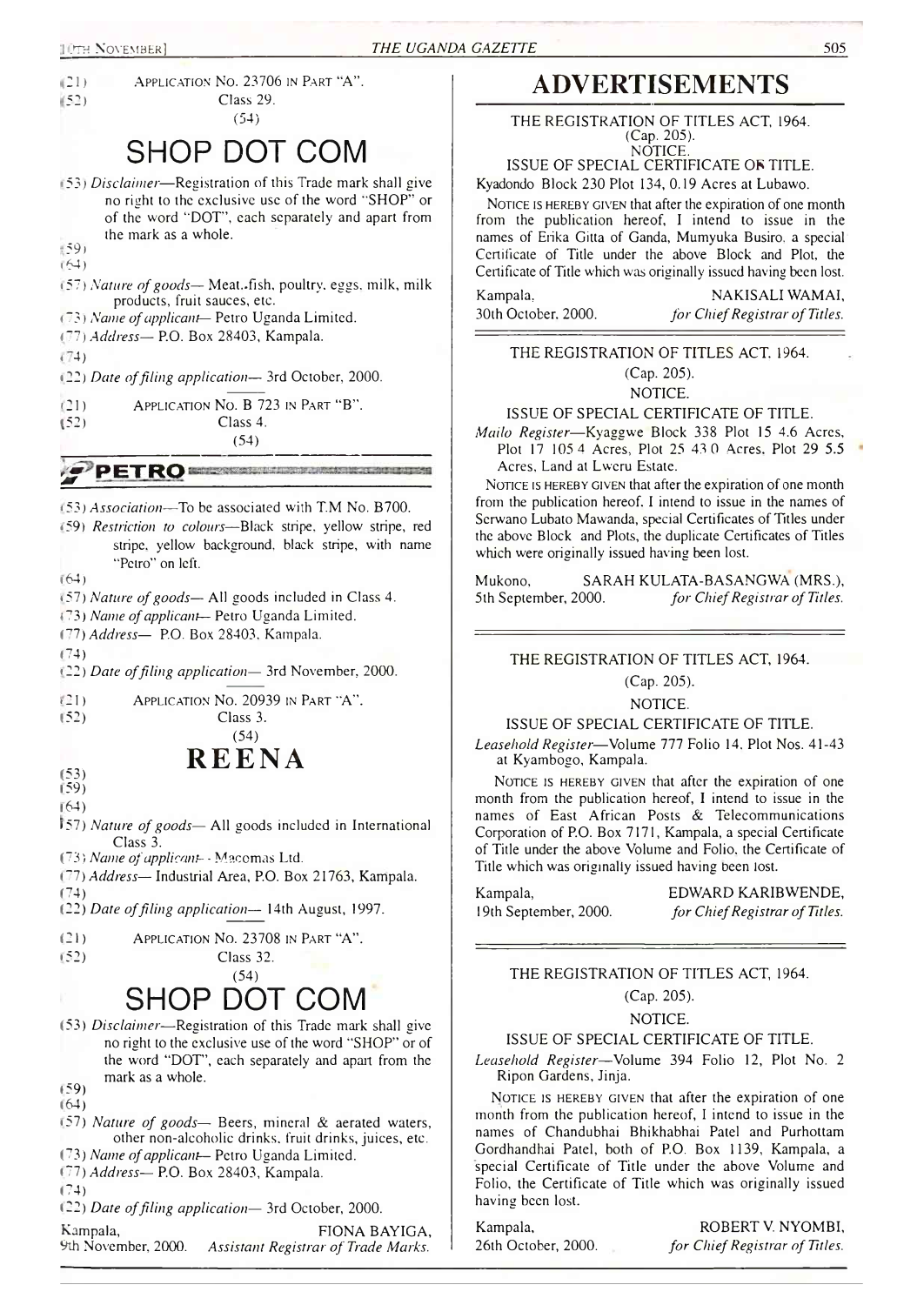(21) Application No. 23706 in Part "A".

(52) Class 29.

(54)

# SHOP DOT COM

(53) *Disclaimer*—Registration of this Trade mark shall give no right to the exclusive use of the word "SHOP" or of the word "DOT", each separately and apart from the mark as a whole.

(59)

(64)

(57) *Nature of goods*— Meat, fish, poultry, eggs, milk, milk products, fruit sauces, etc.

(73) *Name of applicant*— Petro Uganda Limited.

(77) *Address*— P.O. Box 28403, Kampala.

(74)

(22) *Date of filing application*— 3rd October, 2000.

---

(21) Application No. B 723 in Part "B".

(52) Class 4.

(54)

**PETRO**

(53) *Association*—To be associated with T.M No. B700.

(59) *Restriction to colours*—Black stripe, yellow stripe, red stripe, yellow background, black stripe, with name "Petro" on left.

(64)

(57) *Nature of goods*— All goods included in Class 4.

(73) *Name of applicant*— Petro Uganda Limited.

(77) *Address*— P.O. Box 28403, Kampala.

(74)

(22) *Date of filing application*— 3rd November, 2000.

---

(21) Application No. 20939 in Part "A".

(52) Class 3.

(54)

# REENA

(53)

(59)

(64)

(57) *Nature of goods*— All goods included in International Class 3.

(73) *Name of applicant*— Macomas Ltd.

(77) *Address*— Industrial Area, P.O. Box 21763, Kampala.

(74)

(22) *Date of filing application*— 14th August, 1997.

---

(21) Application No. 23708 in Part "A".

(52) Class 32.

(54)

# SHOP DOT COM

(53) *Disclaimer*—Registration of this Trade mark shall give no right to the exclusive use of the word "SHOP" or of the word "DOT", each separately and apart from the mark as a whole.

(59)

(64)

(57) *Nature of goods*— Beers, mineral & aerated waters, other non-alcoholic drinks, fruit drinks, juices, etc.

(73) *Name of applicant*— Petro Uganda Limited.

(77) *Address*— P.O. Box 28403, Kampala.

(74)

(22) *Date of filing application*— 3rd October, 2000.

Kampala, 9th November, 2000.

FIONA BAYIGA,
*Assistant Registrar of Trade Marks.*

# ADVERTISEMENTS

THE REGISTRATION OF TITLES ACT, 1964.
(Cap. 205).
NOTICE.
ISSUE OF SPECIAL CERTIFICATE OF TITLE.

Kyadondo Block 230 Plot 134, 0.19 Acres at Lubawo.

Notice is hereby given that after the expiration of one month from the publication hereof, I intend to issue in the names of Erika Gitta of Ganda, Mumyuka Busiro, a special Certificate of Title under the above Block and Plot, the Certificate of Title which was originally issued having been lost.

Kampala, 30th October, 2000.

NAKISALI WAMAI,
*for Chief Registrar of Titles.*

---

THE REGISTRATION OF TITLES ACT, 1964.
(Cap. 205).
NOTICE.
ISSUE OF SPECIAL CERTIFICATE OF TITLE.

*Mailo Register*—Kyaggwe Block 338 Plot 15 4.6 Acres, Plot 17 105.4 Acres, Plot 25 43.0 Acres, Plot 29 5.5 Acres, Land at Lweru Estate.

Notice is hereby given that after the expiration of one month from the publication hereof, I intend to issue in the names of Serwano Lubato Mawanda, special Certificates of Titles under the above Block and Plots, the duplicate Certificates of Titles which were originally issued having been lost.

Mukono, 5th September, 2000.

SARAH KULATA-BASANGWA (MRS.),
*for Chief Registrar of Titles.*

---

THE REGISTRATION OF TITLES ACT, 1964.
(Cap. 205).
NOTICE.
ISSUE OF SPECIAL CERTIFICATE OF TITLE.

*Leasehold Register*—Volume 777 Folio 14, Plot Nos. 41-43 at Kyambogo, Kampala.

Notice is hereby given that after the expiration of one month from the publication hereof, I intend to issue in the names of East African Posts & Telecommunications Corporation of P.O. Box 7171, Kampala, a special Certificate of Title under the above Volume and Folio, the Certificate of Title which was originally issued having been lost.

Kampala, 19th September, 2000.

EDWARD KARIBWENDE,
*for Chief Registrar of Titles.*

---

THE REGISTRATION OF TITLES ACT, 1964.
(Cap. 205).
NOTICE.
ISSUE OF SPECIAL CERTIFICATE OF TITLE.

*Leasehold Register*—Volume 394 Folio 12, Plot No. 2 Ripon Gardens, Jinja.

Notice is hereby given that after the expiration of one month from the publication hereof, I intend to issue in the names of Chandubhai Bhikhabhai Patel and Purhottam Gordhandhai Patel, both of P.O. Box 1139, Kampala, a special Certificate of Title under the above Volume and Folio, the Certificate of Title which was originally issued having been lost.

Kampala, 26th October, 2000.

ROBERT V. NYOMBI,
*for Chief Registrar of Titles.*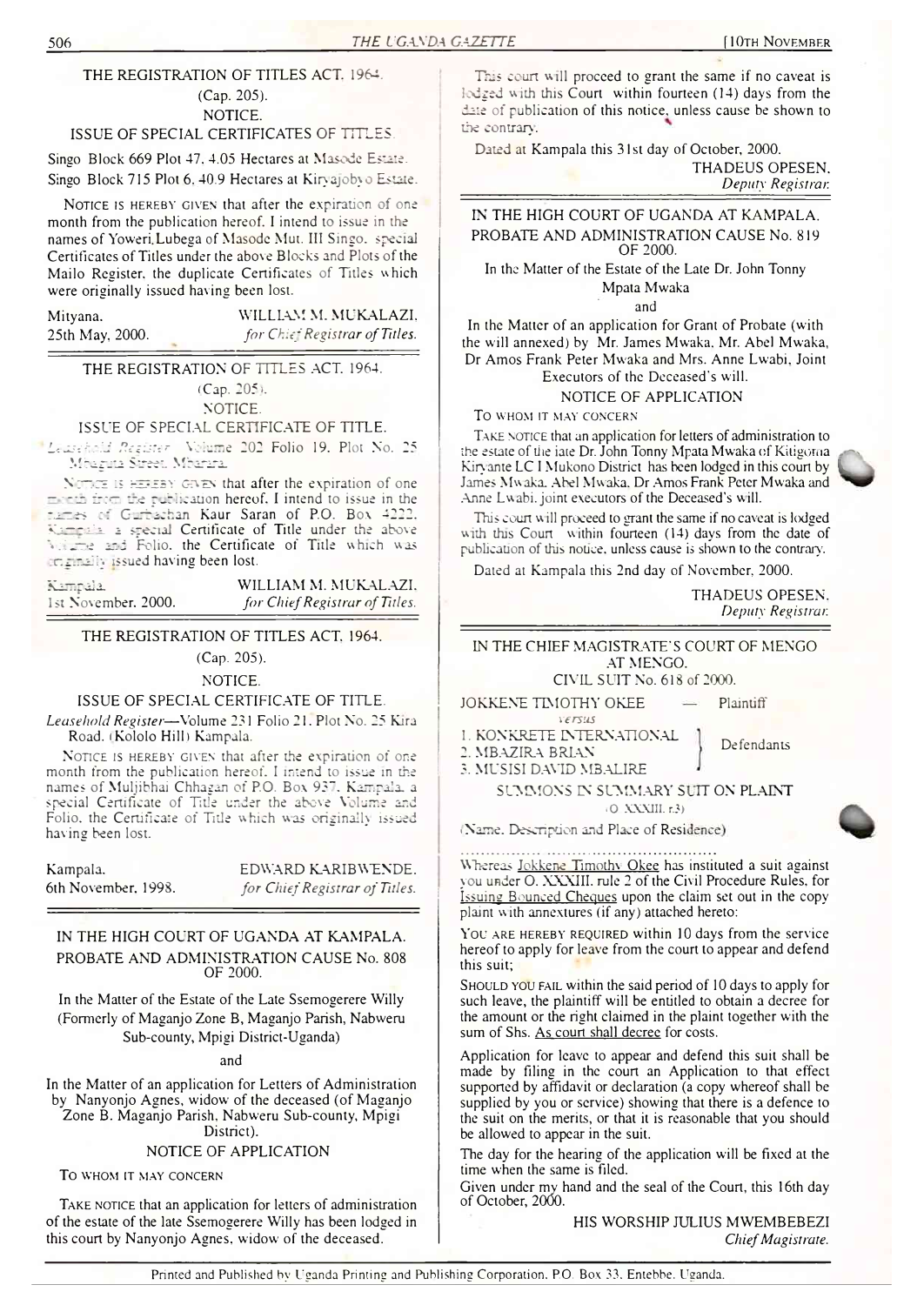THE REGISTRATION OF TITLES ACT. 1964.

(Cap. 205).

NOTICE.

ISSUE OF SPECIAL CERTIFICATES OF TITLES.

Singo Block 669 Plot 47, 4.05 Hectares at Masode Estate.
Singo Block 715 Plot 6, 40.9 Hectares at Kiryajobyo Estate.

NOTICE IS HEREBY GIVEN that after the expiration of one month from the publication hereof. I intend to issue in the names of Yoweri Lubega of Masode Mut. III Singo, special Certificates of Titles under the above Blocks and Plots of the Mailo Register, the duplicate Certificates of Titles which were originally issued having been lost.

Mityana, 25th May, 2000.

WILLIAM M. MUKALAZI, *for Chief Registrar of Titles.*

---

THE REGISTRATION OF TITLES ACT. 1964.

(Cap. 205).

NOTICE.

ISSUE OF SPECIAL CERTIFICATE OF TITLE.

*Leasehold Register*—Volume 202 Folio 19, Plot No. 25 Mbaguta Street, Mbarara.

NOTICE IS HEREBY GIVEN that after the expiration of one month from the publication hereof, I intend to issue in the names of Gurbachan Kaur Saran of P.O. Box 4222, Kampala, a special Certificate of Title under the above Volume and Folio, the Certificate of Title which was originally issued having been lost.

Kampala, 1st November, 2000.

WILLIAM M. MUKALAZI, *for Chief Registrar of Titles.*

---

THE REGISTRATION OF TITLES ACT, 1964.

(Cap. 205).

NOTICE.

ISSUE OF SPECIAL CERTIFICATE OF TITLE.

*Leasehold Register*—Volume 231 Folio 21, Plot No. 25 Kira Road, (Kololo Hill) Kampala.

NOTICE IS HEREBY GIVEN that after the expiration of one month from the publication hereof, I intend to issue in the names of Muljibhai Chhagan of P.O. Box 937, Kampala, a special Certificate of Title under the above Volume and Folio, the Certificate of Title which was originally issued having been lost.

Kampala, 6th November, 1998.

EDWARD KARIBWENDE, *for Chief Registrar of Titles.*

---

IN THE HIGH COURT OF UGANDA AT KAMPALA.

PROBATE AND ADMINISTRATION CAUSE No. 808 OF 2000.

In the Matter of the Estate of the Late Ssemogerere Willy (Formerly of Maganjo Zone B, Maganjo Parish, Nabweru Sub-county, Mpigi District-Uganda)

and

In the Matter of an application for Letters of Administration by Nanyonjo Agnes, widow of the deceased (of Maganjo Zone B, Maganjo Parish, Nabweru Sub-county, Mpigi District).

NOTICE OF APPLICATION

TO WHOM IT MAY CONCERN

TAKE NOTICE that an application for letters of administration of the estate of the late Ssemogerere Willy has been lodged in this court by Nanyonjo Agnes, widow of the deceased.

This court will proceed to grant the same if no caveat is lodged with this Court within fourteen (14) days from the date of publication of this notice, unless cause be shown to the contrary.

Dated at Kampala this 31st day of October, 2000.

THADEUS OPESEN, *Deputy Registrar.*

---

IN THE HIGH COURT OF UGANDA AT KAMPALA.

PROBATE AND ADMINISTRATION CAUSE No. 819 OF 2000.

In the Matter of the Estate of the Late Dr. John Tonny Mpata Mwaka

and

In the Matter of an application for Grant of Probate (with the will annexed) by Mr. James Mwaka, Mr. Abel Mwaka, Dr Amos Frank Peter Mwaka and Mrs. Anne Lwabi, Joint Executors of the Deceased's will.

NOTICE OF APPLICATION

TO WHOM IT MAY CONCERN

TAKE NOTICE that an application for letters of administration to the estate of the late Dr. John Tonny Mpata Mwaka of Kitigoma Kiryante LC I Mukono District has been lodged in this court by James Mwaka, Abel Mwaka, Dr Amos Frank Peter Mwaka and Anne Lwabi, joint executors of the Deceased's will.

This court will proceed to grant the same if no caveat is lodged with this Court within fourteen (14) days from the date of publication of this notice, unless cause is shown to the contrary.

Dated at Kampala this 2nd day of November, 2000.

THADEUS OPESEN, *Deputy Registrar.*

---

IN THE CHIEF MAGISTRATE'S COURT OF MENGO AT MENGO.

CIVIL SUIT No. 618 of 2000.

JOKKENE TIMOTHY OKEE — Plaintiff

*versus*

1. KONKRETE INTERNATIONAL
2. MBAZIRA BRIAN
3. MUSISI DAVID MBALIRE

} Defendants

SUMMONS IN SUMMARY SUIT ON PLAINT

(O XXXIII. r.3)

(Name, Description and Place of Residence)

Whereas Jokkene Timothy Okee has instituted a suit against you under O. XXXIII, rule 2 of the Civil Procedure Rules, for Issuing Bounced Cheques upon the claim set out in the copy plaint with annexures (if any) attached hereto:

YOU ARE HEREBY REQUIRED within 10 days from the service hereof to apply for leave from the court to appear and defend this suit;

SHOULD YOU FAIL within the said period of 10 days to apply for such leave, the plaintiff will be entitled to obtain a decree for the amount or the right claimed in the plaint together with the sum of Shs. As court shall decree for costs.

Application for leave to appear and defend this suit shall be made by filing in the court an Application to that effect supported by affidavit or declaration (a copy whereof shall be supplied by you or service) showing that there is a defence to the suit on the merits, or that it is reasonable that you should be allowed to appear in the suit.

The day for the hearing of the application will be fixed at the time when the same is filed.

Given under my hand and the seal of the Court, this 16th day of October, 2000.

HIS WORSHIP JULIUS MWEMBEBEZI, *Chief Magistrate.*

Printed and Published by Uganda Printing and Publishing Corporation, P.O. Box 33, Entebbe, Uganda.